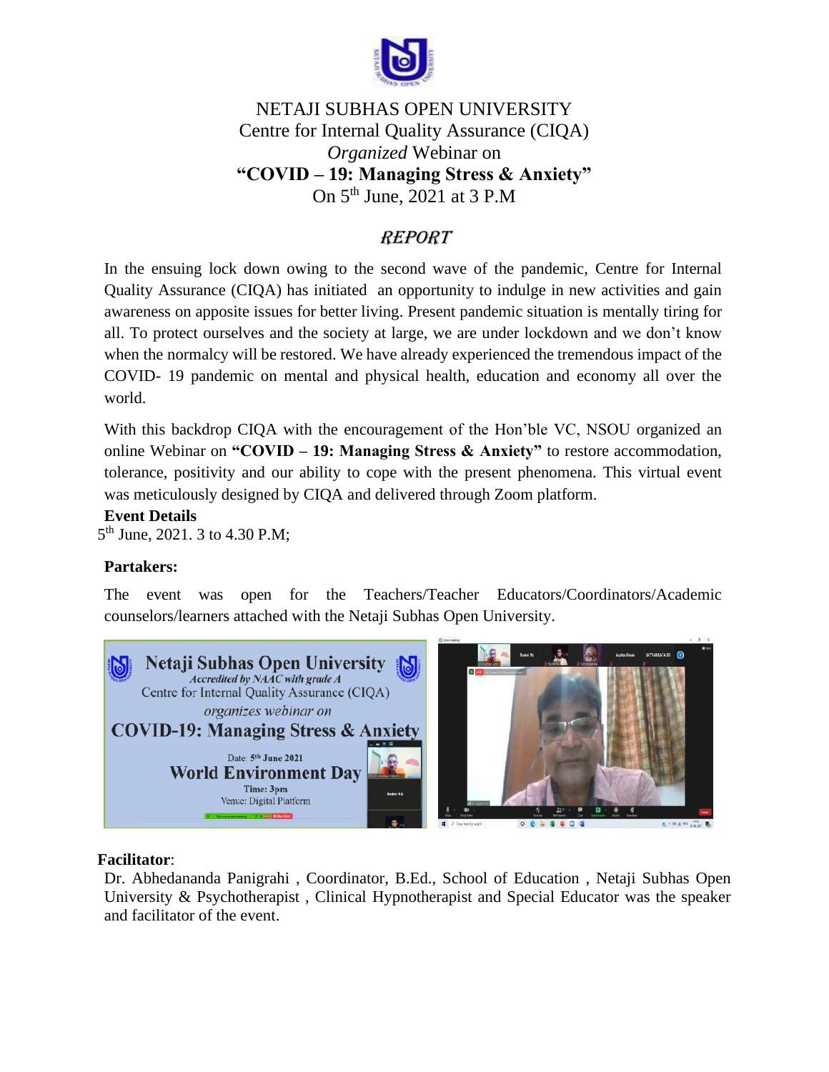NETAJI SUBHAS OPEN UNIVERSITY

Centre for Internal Quality Assurance (CIQA)

*Organized* Webinar on

**"COVID – 19: Managing Stress & Anxiety"**

On 5th June, 2021 at 3 P.M

## *REPORT*

In the ensuing lock down owing to the second wave of the pandemic, Centre for Internal Quality Assurance (CIQA) has initiated an opportunity to indulge in new activities and gain awareness on apposite issues for better living. Present pandemic situation is mentally tiring for all. To protect ourselves and the society at large, we are under lockdown and we don't know when the normalcy will be restored. We have already experienced the tremendous impact of the COVID- 19 pandemic on mental and physical health, education and economy all over the world.

With this backdrop CIQA with the encouragement of the Hon'ble VC, NSOU organized an online Webinar on **"COVID – 19: Managing Stress & Anxiety"** to restore accommodation, tolerance, positivity and our ability to cope with the present phenomena. This virtual event was meticulously designed by CIQA and delivered through Zoom platform.

**Event Details**

5th June, 2021. 3 to 4.30 P.M;

**Partakers:**

The event was open for the Teachers/Teacher Educators/Coordinators/Academic counselors/learners attached with the Netaji Subhas Open University.

**Facilitator**:

Dr. Abhedananda Panigrahi , Coordinator, B.Ed., School of Education , Netaji Subhas Open University & Psychotherapist , Clinical Hypnotherapist and Special Educator was the speaker and facilitator of the event.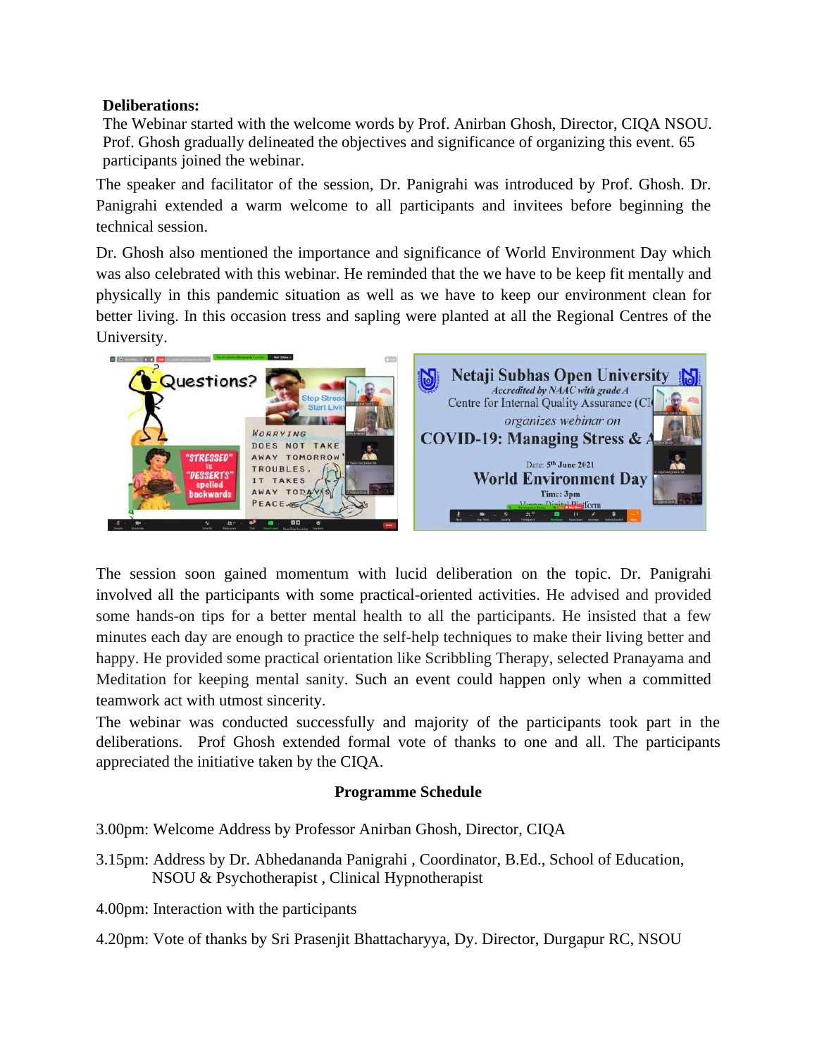**Deliberations:**

The Webinar started with the welcome words by Prof. Anirban Ghosh, Director, CIQA NSOU. Prof. Ghosh gradually delineated the objectives and significance of organizing this event. 65 participants joined the webinar.

The speaker and facilitator of the session, Dr. Panigrahi was introduced by Prof. Ghosh. Dr. Panigrahi extended a warm welcome to all participants and invitees before beginning the technical session.

Dr. Ghosh also mentioned the importance and significance of World Environment Day which was also celebrated with this webinar. He reminded that the we have to be keep fit mentally and physically in this pandemic situation as well as we have to keep our environment clean for better living. In this occasion tress and sapling were planted at all the Regional Centres of the University.

The session soon gained momentum with lucid deliberation on the topic. Dr. Panigrahi involved all the participants with some practical-oriented activities. He advised and provided some hands-on tips for a better mental health to all the participants. He insisted that a few minutes each day are enough to practice the self-help techniques to make their living better and happy. He provided some practical orientation like Scribbling Therapy, selected Pranayama and Meditation for keeping mental sanity. Such an event could happen only when a committed teamwork act with utmost sincerity.

The webinar was conducted successfully and majority of the participants took part in the deliberations. Prof Ghosh extended formal vote of thanks to one and all. The participants appreciated the initiative taken by the CIQA.

**Programme Schedule**

3.00pm: Welcome Address by Professor Anirban Ghosh, Director, CIQA

3.15pm: Address by Dr. Abhedananda Panigrahi , Coordinator, B.Ed., School of Education, NSOU & Psychotherapist , Clinical Hypnotherapist

4.00pm: Interaction with the participants

4.20pm: Vote of thanks by Sri Prasenjit Bhattacharyya, Dy. Director, Durgapur RC, NSOU